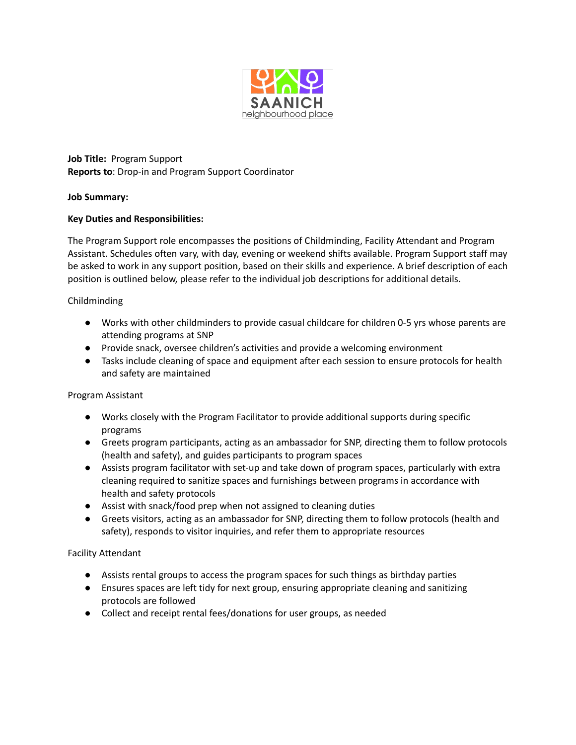SAANICH neighbourhood place

**Job Title:** Program Support
**Reports to**: Drop-in and Program Support Coordinator

**Job Summary:**

**Key Duties and Responsibilities:**

The Program Support role encompasses the positions of Childminding, Facility Attendant and Program Assistant. Schedules often vary, with day, evening or weekend shifts available. Program Support staff may be asked to work in any support position, based on their skills and experience. A brief description of each position is outlined below, please refer to the individual job descriptions for additional details.

Childminding

- Works with other childminders to provide casual childcare for children 0-5 yrs whose parents are attending programs at SNP
- Provide snack, oversee children's activities and provide a welcoming environment
- Tasks include cleaning of space and equipment after each session to ensure protocols for health and safety are maintained

Program Assistant

- Works closely with the Program Facilitator to provide additional supports during specific programs
- Greets program participants, acting as an ambassador for SNP, directing them to follow protocols (health and safety), and guides participants to program spaces
- Assists program facilitator with set-up and take down of program spaces, particularly with extra cleaning required to sanitize spaces and furnishings between programs in accordance with health and safety protocols
- Assist with snack/food prep when not assigned to cleaning duties
- Greets visitors, acting as an ambassador for SNP, directing them to follow protocols (health and safety), responds to visitor inquiries, and refer them to appropriate resources

Facility Attendant

- Assists rental groups to access the program spaces for such things as birthday parties
- Ensures spaces are left tidy for next group, ensuring appropriate cleaning and sanitizing protocols are followed
- Collect and receipt rental fees/donations for user groups, as needed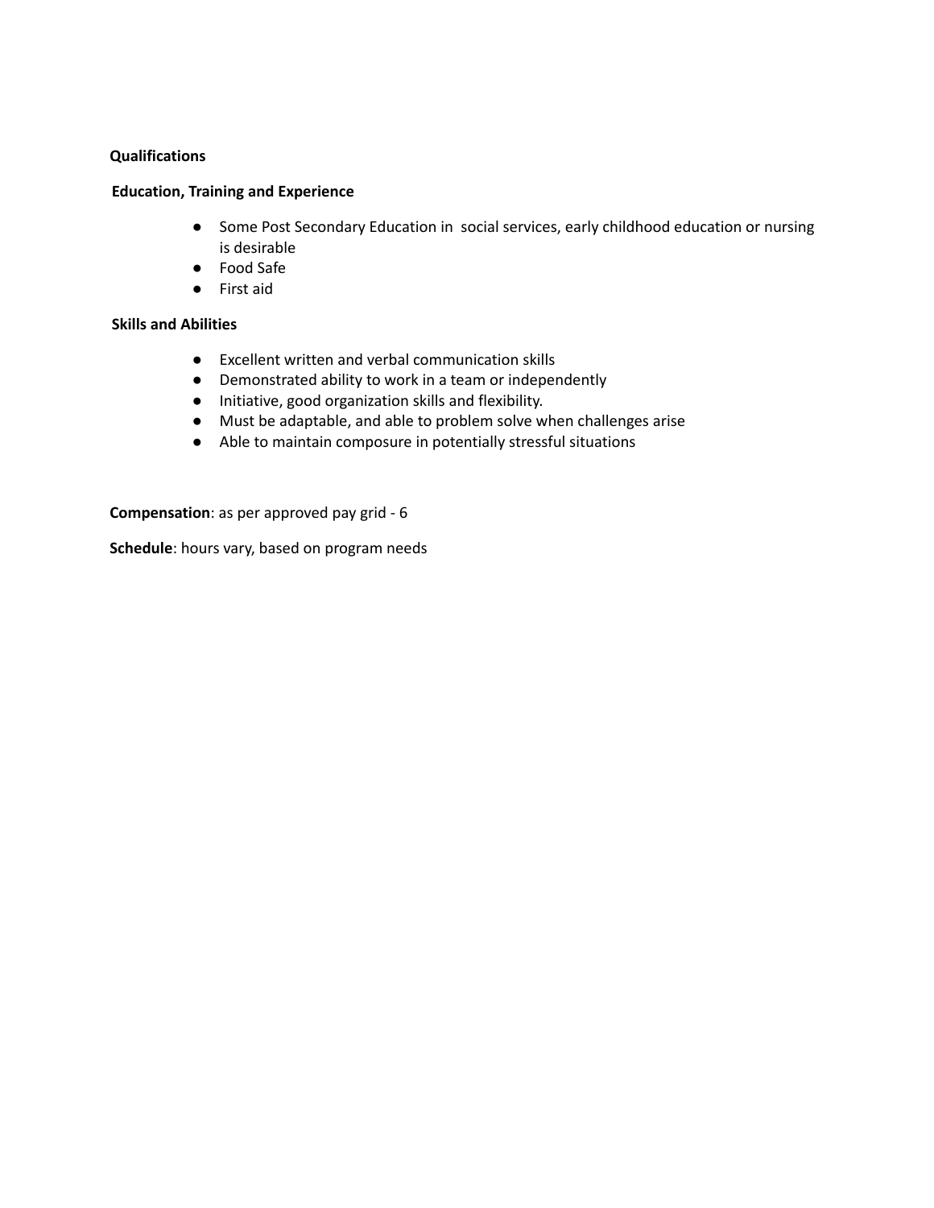## Qualifications

### Education, Training and Experience

- Some Post Secondary Education in social services, early childhood education or nursing is desirable
- Food Safe
- First aid

### Skills and Abilities

- Excellent written and verbal communication skills
- Demonstrated ability to work in a team or independently
- Initiative, good organization skills and flexibility.
- Must be adaptable, and able to problem solve when challenges arise
- Able to maintain composure in potentially stressful situations

**Compensation**: as per approved pay grid - 6

**Schedule**: hours vary, based on program needs